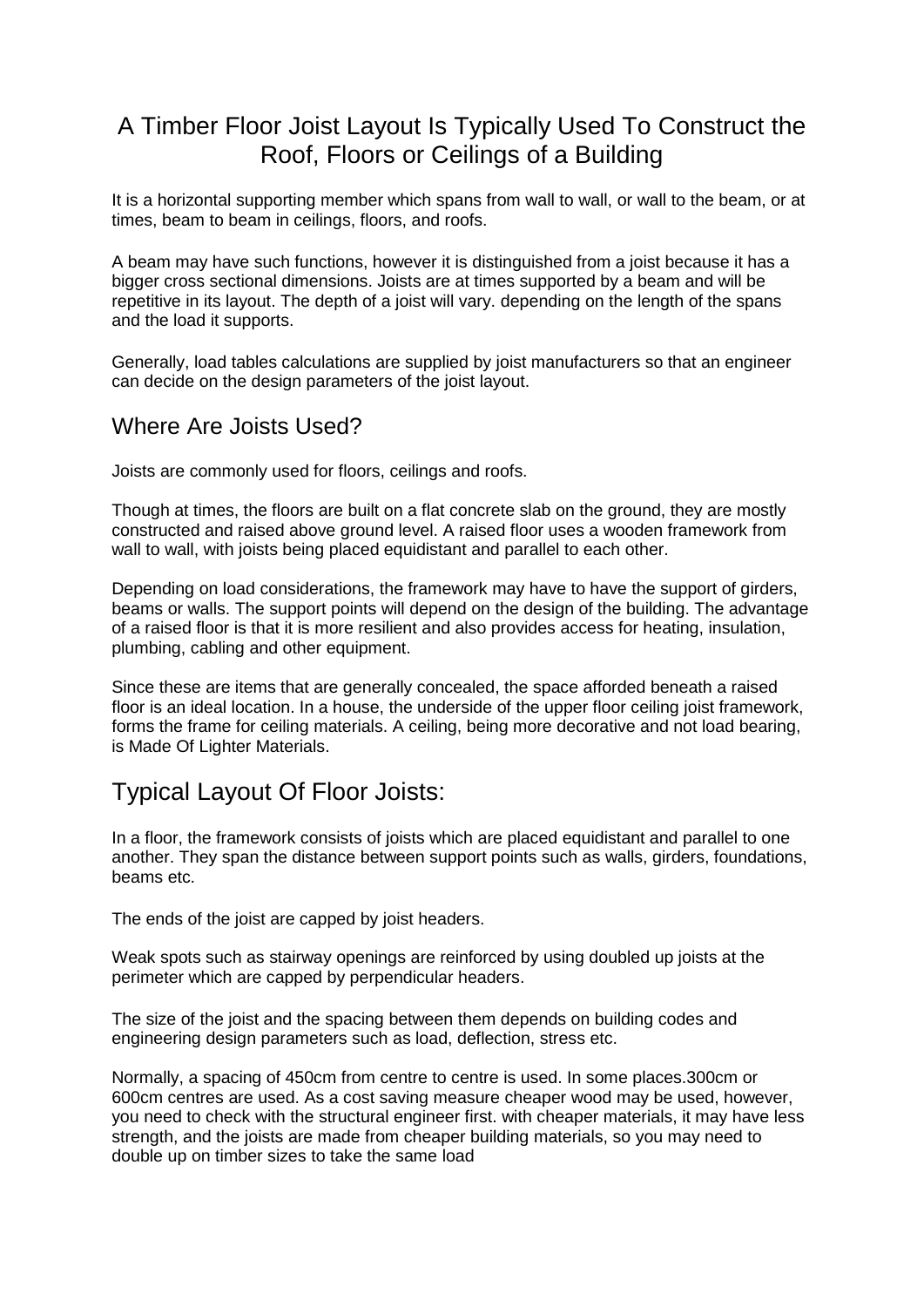# A Timber Floor Joist Layout Is Typically Used To Construct the Roof, Floors or Ceilings of a Building

It is a horizontal supporting member which spans from wall to wall, or wall to the beam, or at times, beam to beam in ceilings, floors, and roofs.

A beam may have such functions, however it is distinguished from a joist because it has a bigger cross sectional dimensions. Joists are at times supported by a beam and will be repetitive in its layout. The depth of a joist will vary. depending on the length of the spans and the load it supports.

Generally, load tables calculations are supplied by joist manufacturers so that an engineer can decide on the design parameters of the joist layout.

## Where Are Joists Used?

Joists are commonly used for floors, ceilings and roofs.

Though at times, the floors are built on a flat concrete slab on the ground, they are mostly constructed and raised above ground level. A raised floor uses a wooden framework from wall to wall, with joists being placed equidistant and parallel to each other.

Depending on load considerations, the framework may have to have the support of girders, beams or walls. The support points will depend on the design of the building. The advantage of a raised floor is that it is more resilient and also provides access for heating, insulation, plumbing, cabling and other equipment.

Since these are items that are generally concealed, the space afforded beneath a raised floor is an ideal location. In a house, the underside of the upper floor ceiling joist framework, forms the frame for ceiling materials. A ceiling, being more decorative and not load bearing, is Made Of Lighter Materials.

## Typical Layout Of Floor Joists:

In a floor, the framework consists of joists which are placed equidistant and parallel to one another. They span the distance between support points such as walls, girders, foundations, beams etc.

The ends of the joist are capped by joist headers.

Weak spots such as stairway openings are reinforced by using doubled up joists at the perimeter which are capped by perpendicular headers.

The size of the joist and the spacing between them depends on building codes and engineering design parameters such as load, deflection, stress etc.

Normally, a spacing of 450cm from centre to centre is used. In some places.300cm or 600cm centres are used. As a cost saving measure cheaper wood may be used, however, you need to check with the structural engineer first. with cheaper materials, it may have less strength, and the joists are made from cheaper building materials, so you may need to double up on timber sizes to take the same load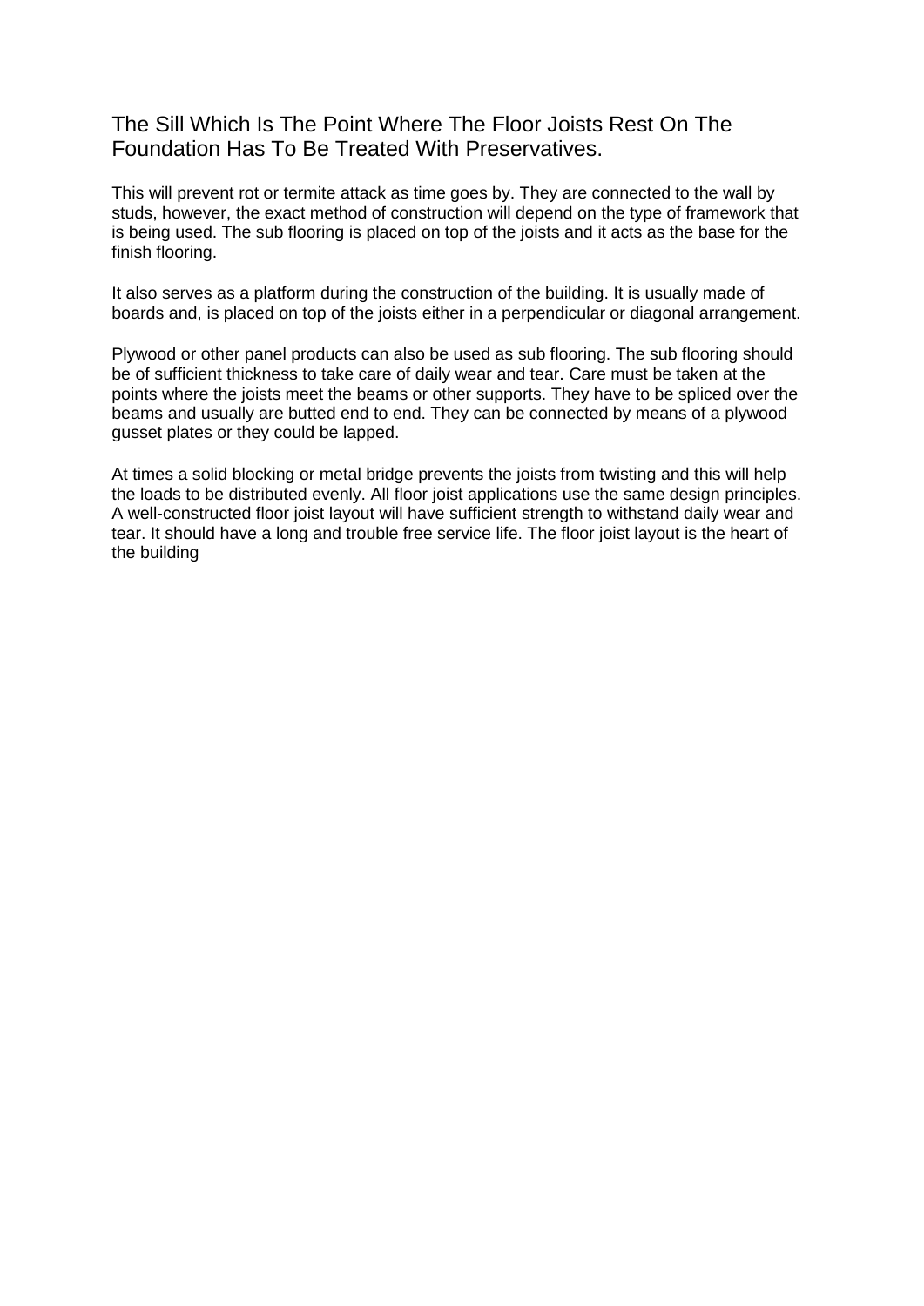## The Sill Which Is The Point Where The Floor Joists Rest On The Foundation Has To Be Treated With Preservatives.

This will prevent rot or termite attack as time goes by. They are connected to the wall by studs, however, the exact method of construction will depend on the type of framework that is being used. The sub flooring is placed on top of the joists and it acts as the base for the finish flooring.

It also serves as a platform during the construction of the building. It is usually made of boards and, is placed on top of the joists either in a perpendicular or diagonal arrangement.

Plywood or other panel products can also be used as sub flooring. The sub flooring should be of sufficient thickness to take care of daily wear and tear. Care must be taken at the points where the joists meet the beams or other supports. They have to be spliced over the beams and usually are butted end to end. They can be connected by means of a plywood gusset plates or they could be lapped.

At times a solid blocking or metal bridge prevents the joists from twisting and this will help the loads to be distributed evenly. All floor joist applications use the same design principles. A well-constructed floor joist layout will have sufficient strength to withstand daily wear and tear. It should have a long and trouble free service life. The floor joist layout is the heart of the building